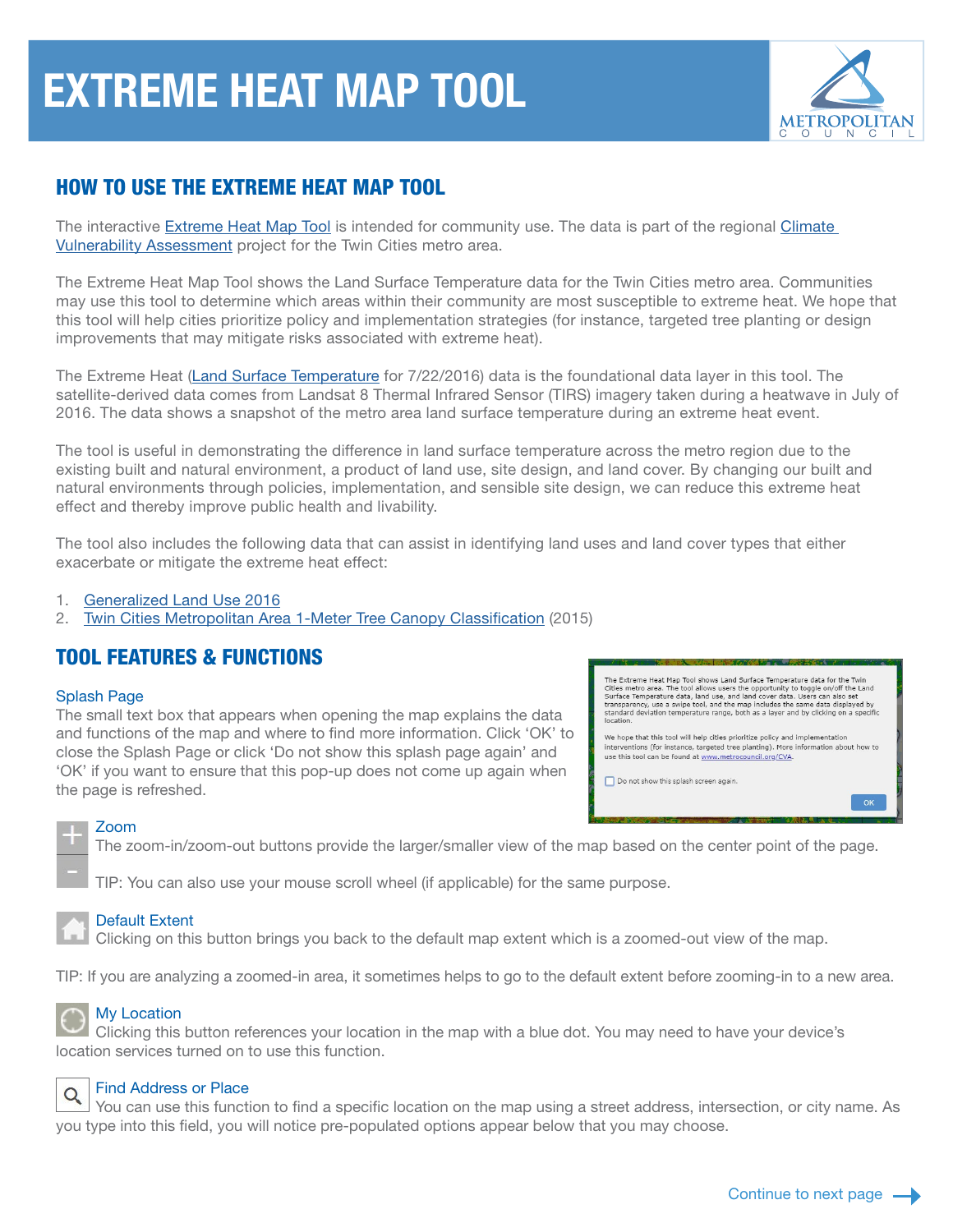# EXTREME HEAT MAP TOOL

## HOW TO USE THE EXTREME HEAT MAP TOOL

The interactive Extreme Heat Map Tool is intended for community use. The data is part of the regional Climate Vulnerability Assessment project for the Twin Cities metro area.

The Extreme Heat Map Tool shows the Land Surface Temperature data for the Twin Cities metro area. Communities may use this tool to determine which areas within their community are most susceptible to extreme heat. We hope that this tool will help cities prioritize policy and implementation strategies (for instance, targeted tree planting or design improvements that may mitigate risks associated with extreme heat).

The Extreme Heat (Land Surface Temperature for 7/22/2016) data is the foundational data layer in this tool. The satellite-derived data comes from Landsat 8 Thermal Infrared Sensor (TIRS) imagery taken during a heatwave in July of 2016. The data shows a snapshot of the metro area land surface temperature during an extreme heat event.

The tool is useful in demonstrating the difference in land surface temperature across the metro region due to the existing built and natural environment, a product of land use, site design, and land cover. By changing our built and natural environments through policies, implementation, and sensible site design, we can reduce this extreme heat effect and thereby improve public health and livability.

The tool also includes the following data that can assist in identifying land uses and land cover types that either exacerbate or mitigate the extreme heat effect:

1. Generalized Land Use 2016
2. Twin Cities Metropolitan Area 1-Meter Tree Canopy Classification (2015)

## TOOL FEATURES & FUNCTIONS

### Splash Page

The small text box that appears when opening the map explains the data and functions of the map and where to find more information. Click 'OK' to close the Splash Page or click 'Do not show this splash page again' and 'OK' if you want to ensure that this pop-up does not come up again when the page is refreshed.

### Zoom

The zoom-in/zoom-out buttons provide the larger/smaller view of the map based on the center point of the page.

TIP: You can also use your mouse scroll wheel (if applicable) for the same purpose.

### Default Extent

Clicking on this button brings you back to the default map extent which is a zoomed-out view of the map.

TIP: If you are analyzing a zoomed-in area, it sometimes helps to go to the default extent before zooming-in to a new area.

### My Location

Clicking this button references your location in the map with a blue dot. You may need to have your device's location services turned on to use this function.

### Find Address or Place

You can use this function to find a specific location on the map using a street address, intersection, or city name. As you type into this field, you will notice pre-populated options appear below that you may choose.

Continue to next page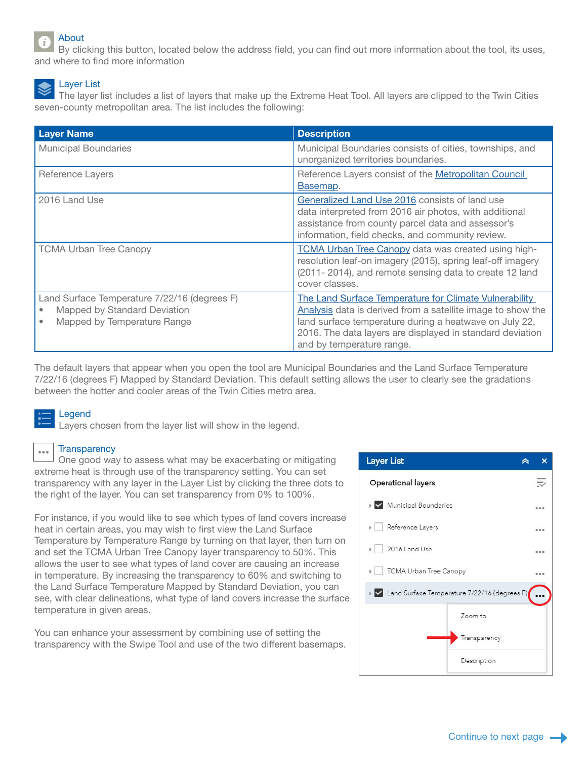### About

By clicking this button, located below the address field, you can find out more information about the tool, its uses, and where to find more information

### Layer List

The layer list includes a list of layers that make up the Extreme Heat Tool. All layers are clipped to the Twin Cities seven-county metropolitan area. The list includes the following:

| Layer Name | Description |
| --- | --- |
| Municipal Boundaries | Municipal Boundaries consists of cities, townships, and unorganized territories boundaries. |
| Reference Layers | Reference Layers consist of the Metropolitan Council Basemap. |
| 2016 Land Use | Generalized Land Use 2016 consists of land use data interpreted from 2016 air photos, with additional assistance from county parcel data and assessor's information, field checks, and community review. |
| TCMA Urban Tree Canopy | TCMA Urban Tree Canopy data was created using high-resolution leaf-on imagery (2015), spring leaf-off imagery (2011- 2014), and remote sensing data to create 12 land cover classes. |
| Land Surface Temperature 7/22/16 (degrees F)<br>• Mapped by Standard Deviation<br>• Mapped by Temperature Range | The Land Surface Temperature for Climate Vulnerability Analysis data is derived from a satellite image to show the land surface temperature during a heatwave on July 22, 2016. The data layers are displayed in standard deviation and by temperature range. |

The default layers that appear when you open the tool are Municipal Boundaries and the Land Surface Temperature 7/22/16 (degrees F) Mapped by Standard Deviation. This default setting allows the user to clearly see the gradations between the hotter and cooler areas of the Twin Cities metro area.

### Legend

Layers chosen from the layer list will show in the legend.

### Transparency

One good way to assess what may be exacerbating or mitigating extreme heat is through use of the transparency setting. You can set transparency with any layer in the Layer List by clicking the three dots to the right of the layer. You can set transparency from 0% to 100%.

For instance, if you would like to see which types of land covers increase heat in certain areas, you may wish to first view the Land Surface Temperature by Temperature Range by turning on that layer, then turn on and set the TCMA Urban Tree Canopy layer transparency to 50%. This allows the user to see what types of land cover are causing an increase in temperature. By increasing the transparency to 60% and switching to the Land Surface Temperature Mapped by Standard Deviation, you can see, with clear delineations, what type of land covers increase the surface temperature in given areas.

You can enhance your assessment by combining use of setting the transparency with the Swipe Tool and use of the two different basemaps.

Continue to next page →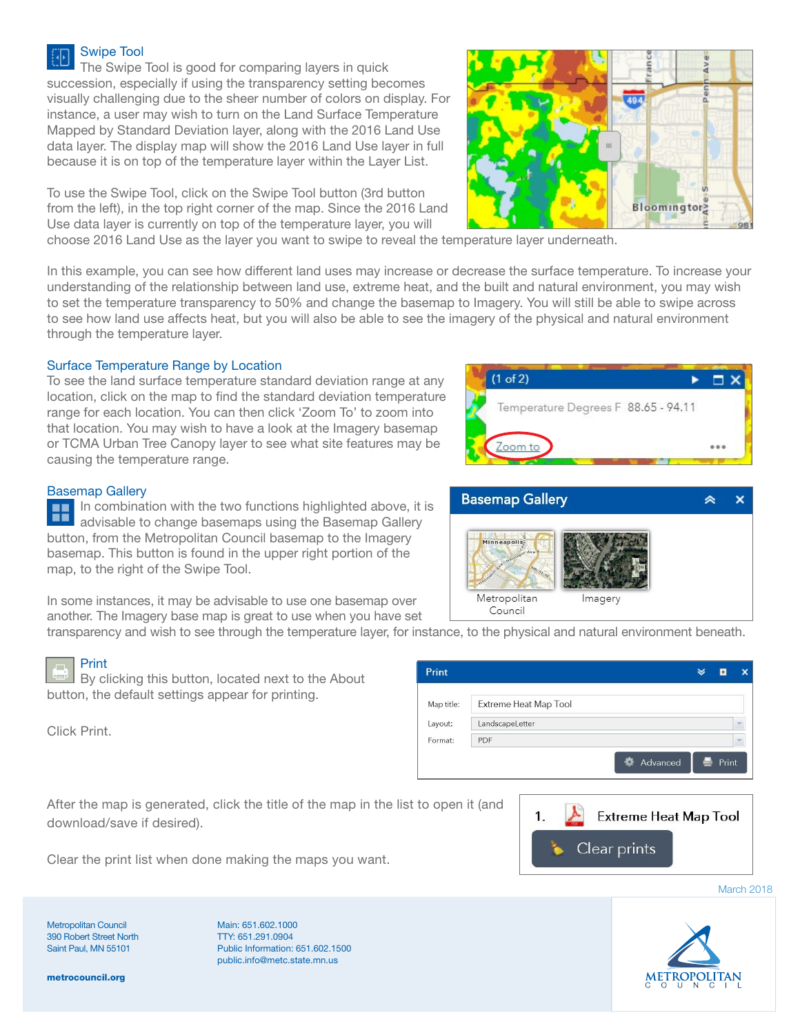### Swipe Tool

The Swipe Tool is good for comparing layers in quick succession, especially if using the transparency setting becomes visually challenging due to the sheer number of colors on display. For instance, a user may wish to turn on the Land Surface Temperature Mapped by Standard Deviation layer, along with the 2016 Land Use data layer. The display map will show the 2016 Land Use layer in full because it is on top of the temperature layer within the Layer List.

To use the Swipe Tool, click on the Swipe Tool button (3rd button from the left), in the top right corner of the map. Since the 2016 Land Use data layer is currently on top of the temperature layer, you will choose 2016 Land Use as the layer you want to swipe to reveal the temperature layer underneath.

In this example, you can see how different land uses may increase or decrease the surface temperature. To increase your understanding of the relationship between land use, extreme heat, and the built and natural environment, you may wish to set the temperature transparency to 50% and change the basemap to Imagery. You will still be able to swipe across to see how land use affects heat, but you will also be able to see the imagery of the physical and natural environment through the temperature layer.

### Surface Temperature Range by Location

To see the land surface temperature standard deviation range at any location, click on the map to find the standard deviation temperature range for each location. You can then click 'Zoom To' to zoom into that location. You may wish to have a look at the Imagery basemap or TCMA Urban Tree Canopy layer to see what site features may be causing the temperature range.

### Basemap Gallery

In combination with the two functions highlighted above, it is advisable to change basemaps using the Basemap Gallery button, from the Metropolitan Council basemap to the Imagery basemap. This button is found in the upper right portion of the map, to the right of the Swipe Tool.

In some instances, it may be advisable to use one basemap over another. The Imagery base map is great to use when you have set transparency and wish to see through the temperature layer, for instance, to the physical and natural environment beneath.

### Print

By clicking this button, located next to the About button, the default settings appear for printing.

Click Print.

After the map is generated, click the title of the map in the list to open it (and download/save if desired).

Clear the print list when done making the maps you want.

March 2018

Metropolitan Council
390 Robert Street North
Saint Paul, MN 55101

metrocouncil.org

Main: 651.602.1000
TTY: 651.291.0904
Public Information: 651.602.1500
public.info@metc.state.mn.us